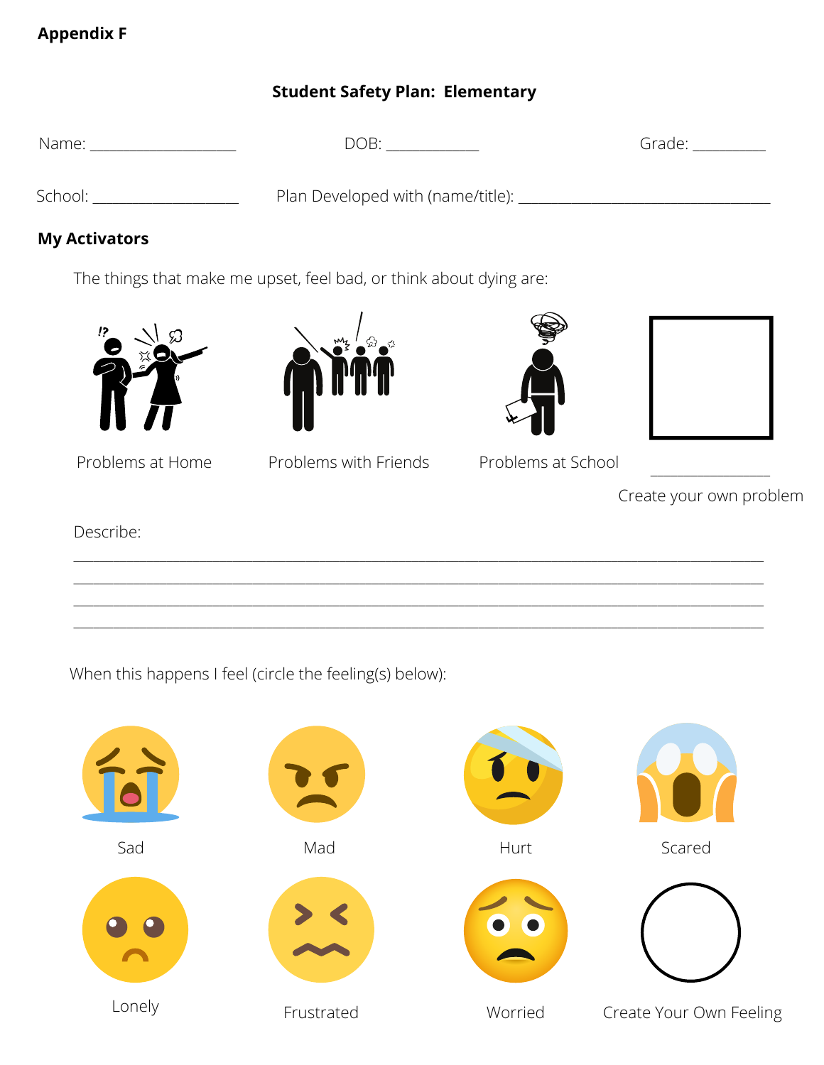**Appendix F**

## Student Safety Plan: Elementary

Name: ___________________ DOB: ____________ Grade: __________

School: ___________________ Plan Developed with (name/title): ________________________________

### My Activators

The things that make me upset, feel bad, or think about dying are:

Problems at Home

Problems with Friends

Problems at School

_______________
Create your own problem

Describe:

_______________________________________________________________________________

_______________________________________________________________________________

_______________________________________________________________________________

_______________________________________________________________________________

When this happens I feel (circle the feeling(s) below):

Sad

Mad

Hurt

Scared

Lonely

Frustrated

Worried

Create Your Own Feeling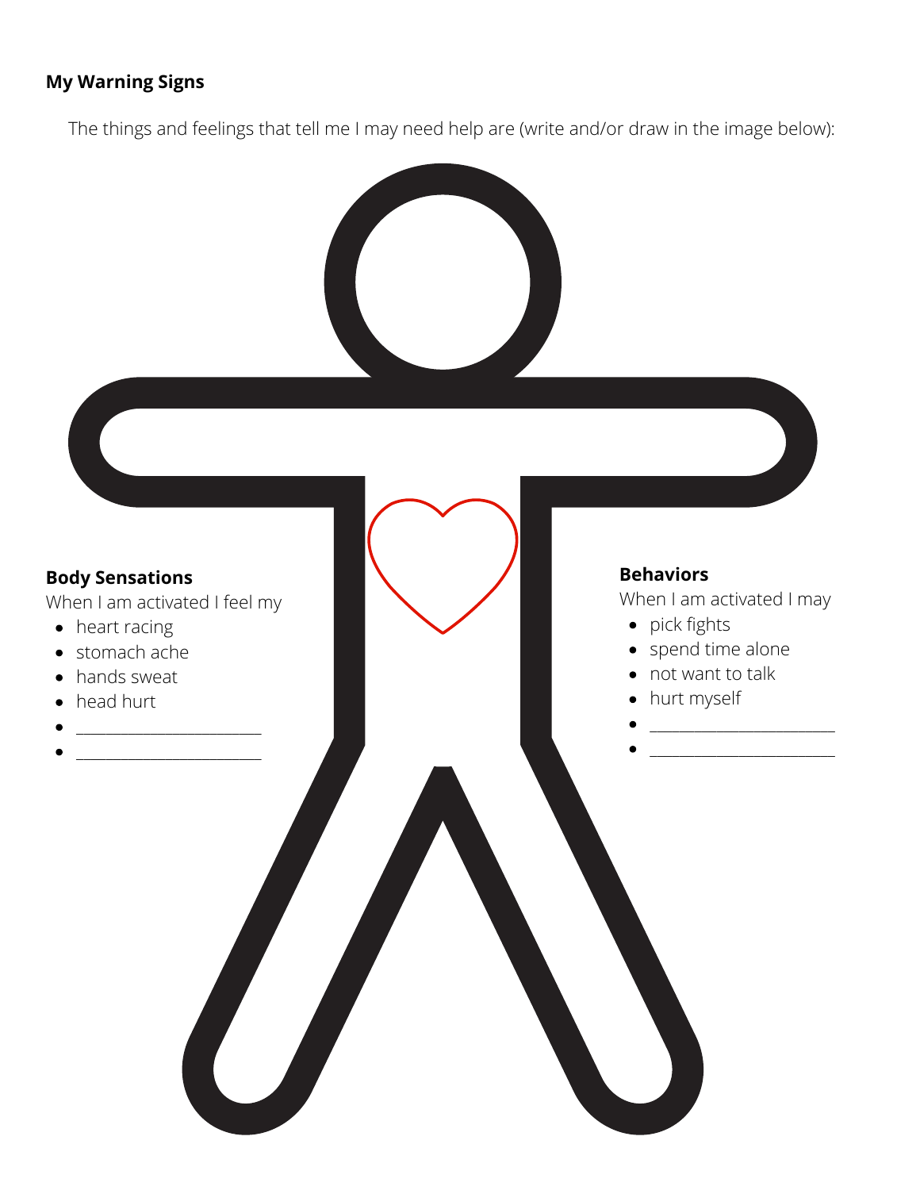**My Warning Signs**

The things and feelings that tell me I may need help are (write and/or draw in the image below):

**Body Sensations**

When I am activated I feel my

- heart racing
- stomach ache
- hands sweat
- head hurt
- ______________________
- ______________________

**Behaviors**

When I am activated I may

- pick fights
- spend time alone
- not want to talk
- hurt myself
- ______________________
- ______________________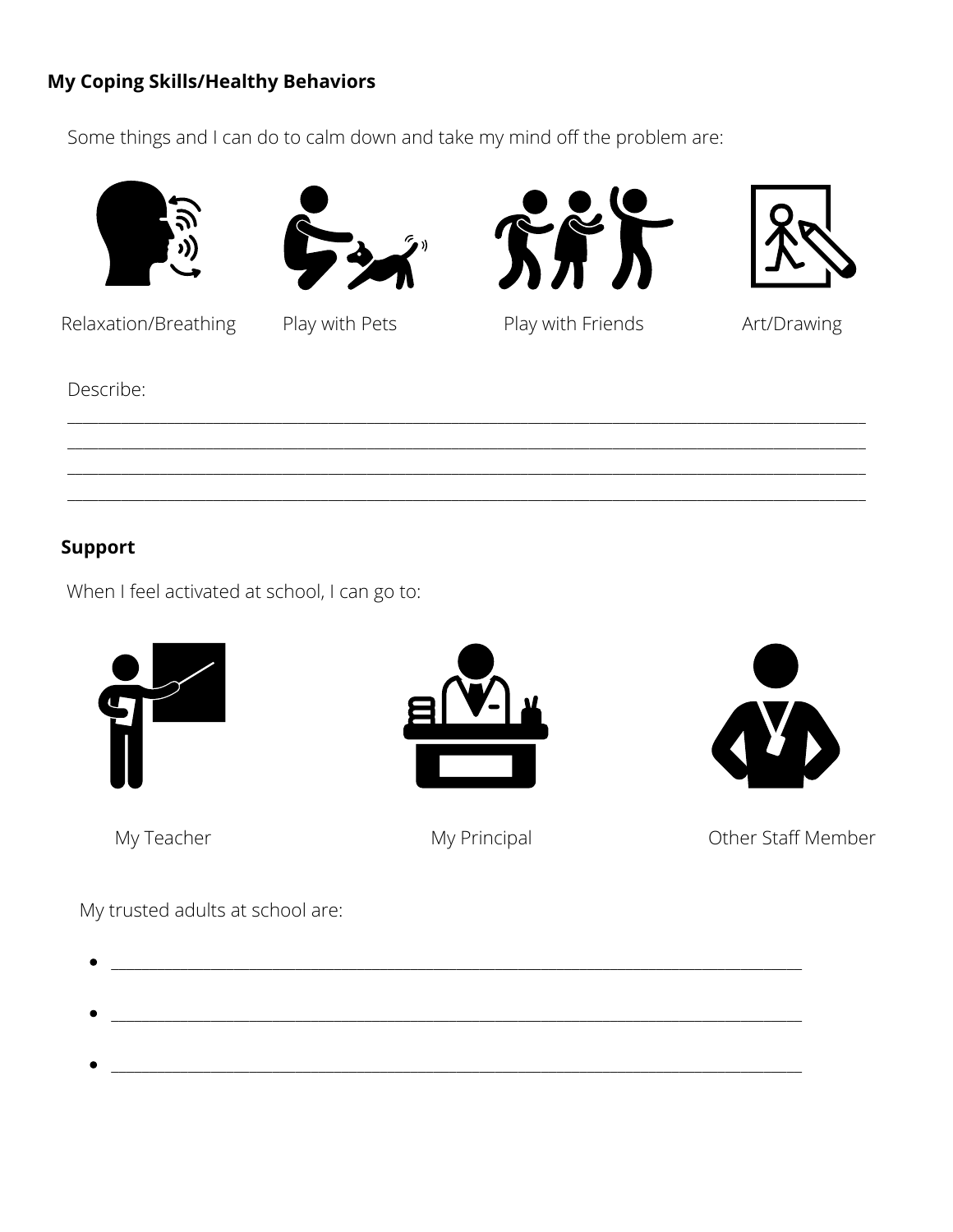**My Coping Skills/Healthy Behaviors**

Some things and I can do to calm down and take my mind off the problem are:

Relaxation/Breathing

Play with Pets

Play with Friends

Art/Drawing

Describe:

______________________________________________________________________________________

______________________________________________________________________________________

______________________________________________________________________________________

______________________________________________________________________________________

**Support**

When I feel activated at school, I can go to:

My Teacher

My Principal

Other Staff Member

My trusted adults at school are:

- ____________________________________________________________________________
- ____________________________________________________________________________
- ____________________________________________________________________________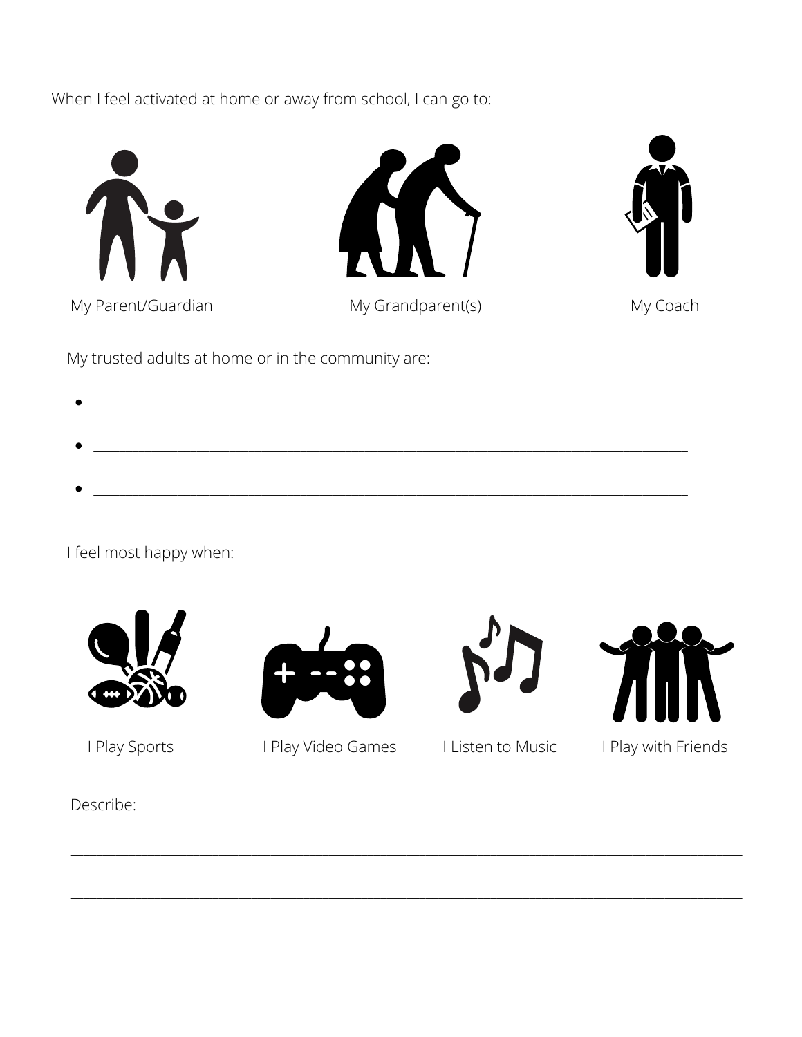When I feel activated at home or away from school, I can go to:

My Parent/Guardian

My Grandparent(s)

My Coach

My trusted adults at home or in the community are:

- ______________________________________________________________________________
- ______________________________________________________________________________
- ______________________________________________________________________________

I feel most happy when:

I Play Sports

I Play Video Games

I Listen to Music

I Play with Friends

Describe:

________________________________________________________________________________________

________________________________________________________________________________________

________________________________________________________________________________________

________________________________________________________________________________________